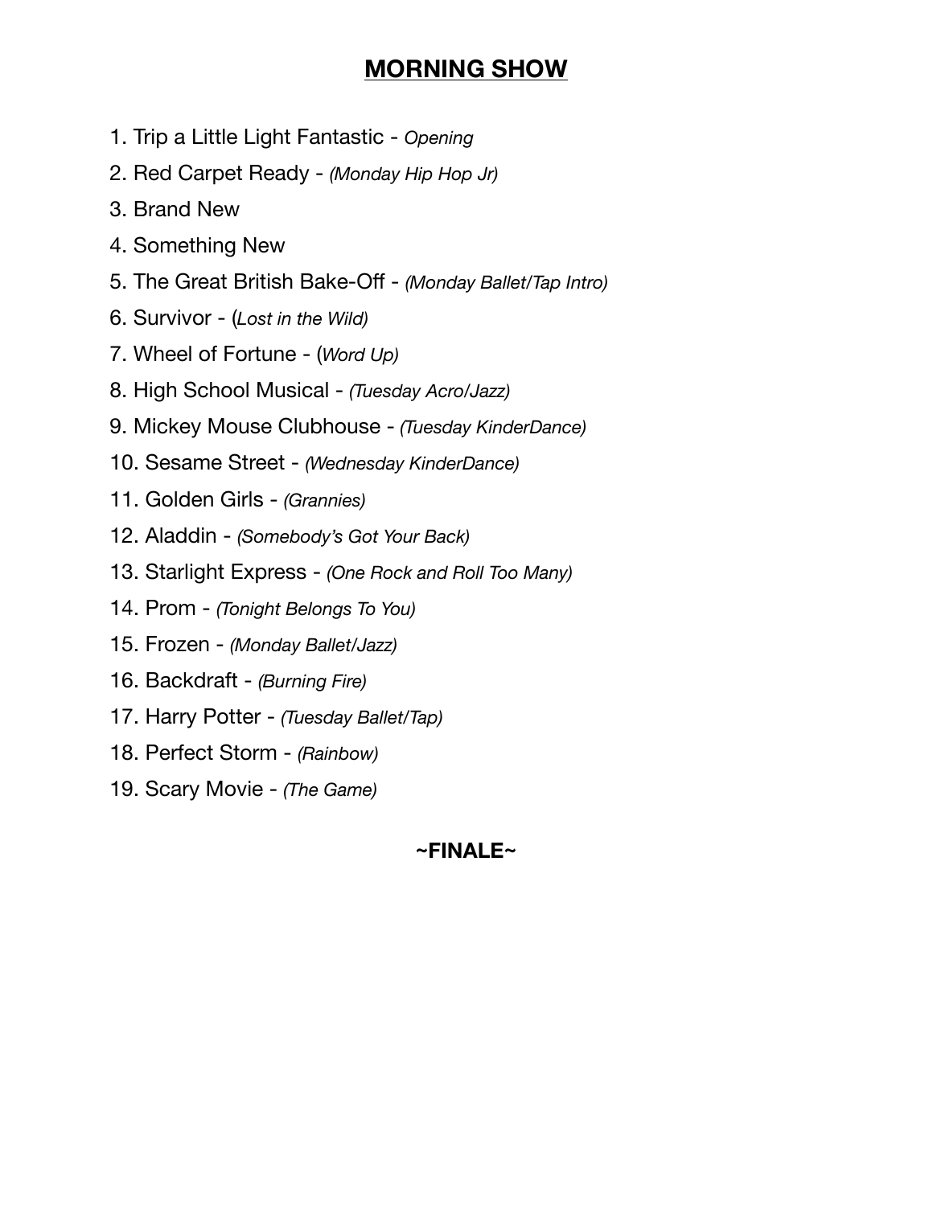# **MORNING SHOW**

1. Trip a Little Light Fantastic - *Opening*
2. Red Carpet Ready - *(Monday Hip Hop Jr)*
3. Brand New
4. Something New
5. The Great British Bake-Off - *(Monday Ballet/Tap Intro)*
6. Survivor - (*Lost in the Wild)*
7. Wheel of Fortune - (*Word Up)*
8. High School Musical - *(Tuesday Acro/Jazz)*
9. Mickey Mouse Clubhouse - *(Tuesday KinderDance)*
10. Sesame Street - *(Wednesday KinderDance)*
11. Golden Girls - *(Grannies)*
12. Aladdin - *(Somebody's Got Your Back)*
13. Starlight Express - *(One Rock and Roll Too Many)*
14. Prom - *(Tonight Belongs To You)*
15. Frozen - *(Monday Ballet/Jazz)*
16. Backdraft - *(Burning Fire)*
17. Harry Potter - *(Tuesday Ballet/Tap)*
18. Perfect Storm - *(Rainbow)*
19. Scary Movie - *(The Game)*

**~FINALE~**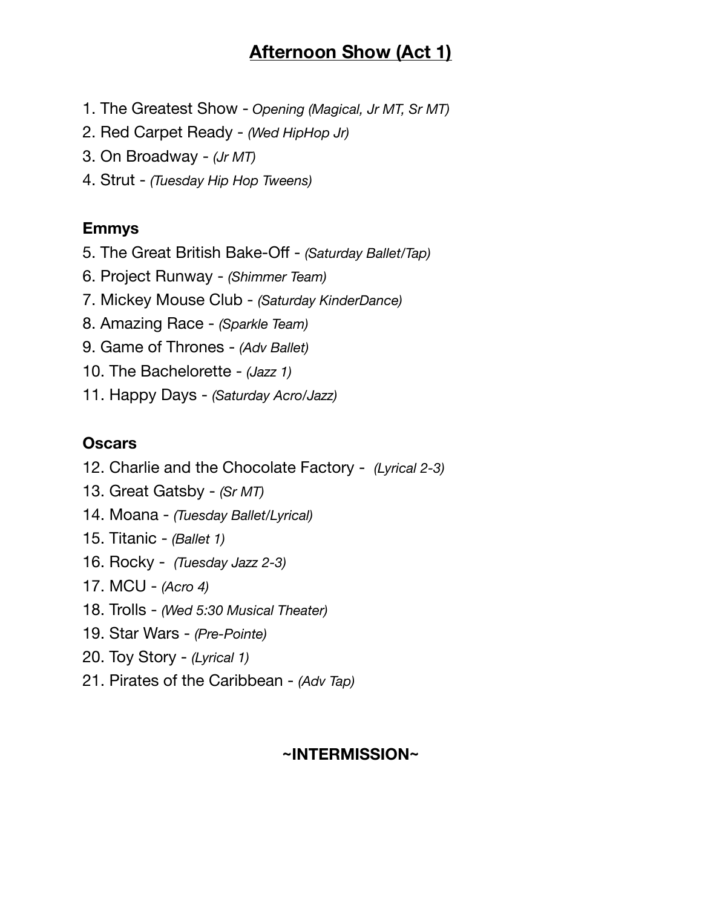# Afternoon Show (Act 1)

1. The Greatest Show - *Opening (Magical, Jr MT, Sr MT)*
2. Red Carpet Ready - *(Wed HipHop Jr)*
3. On Broadway - *(Jr MT)*
4. Strut - *(Tuesday Hip Hop Tweens)*

**Emmys**

5. The Great British Bake-Off - *(Saturday Ballet/Tap)*
6. Project Runway - *(Shimmer Team)*
7. Mickey Mouse Club - *(Saturday KinderDance)*
8. Amazing Race - *(Sparkle Team)*
9. Game of Thrones - *(Adv Ballet)*
10. The Bachelorette - *(Jazz 1)*
11. Happy Days - *(Saturday Acro/Jazz)*

**Oscars**

12. Charlie and the Chocolate Factory - *(Lyrical 2-3)*
13. Great Gatsby - *(Sr MT)*
14. Moana - *(Tuesday Ballet/Lyrical)*
15. Titanic - *(Ballet 1)*
16. Rocky - *(Tuesday Jazz 2-3)*
17. MCU - *(Acro 4)*
18. Trolls - *(Wed 5:30 Musical Theater)*
19. Star Wars - *(Pre-Pointe)*
20. Toy Story - *(Lyrical 1)*
21. Pirates of the Caribbean - *(Adv Tap)*

**~INTERMISSION~**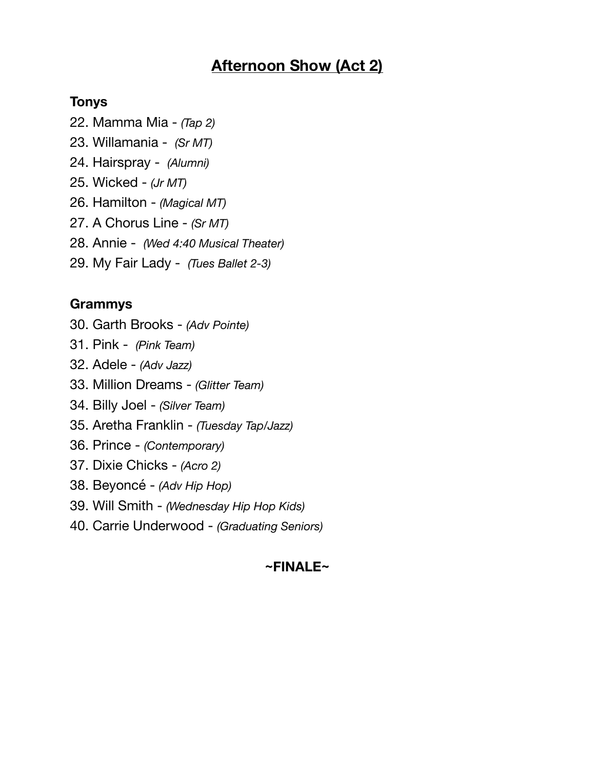# Afternoon Show (Act 2)

**Tonys**

22. Mamma Mia - *(Tap 2)*
23. Willamania - *(Sr MT)*
24. Hairspray - *(Alumni)*
25. Wicked - *(Jr MT)*
26. Hamilton - *(Magical MT)*
27. A Chorus Line - *(Sr MT)*
28. Annie - *(Wed 4:40 Musical Theater)*
29. My Fair Lady - *(Tues Ballet 2-3)*

**Grammys**

30. Garth Brooks - *(Adv Pointe)*
31. Pink - *(Pink Team)*
32. Adele - *(Adv Jazz)*
33. Million Dreams - *(Glitter Team)*
34. Billy Joel - *(Silver Team)*
35. Aretha Franklin - *(Tuesday Tap/Jazz)*
36. Prince - *(Contemporary)*
37. Dixie Chicks - *(Acro 2)*
38. Beyoncé - *(Adv Hip Hop)*
39. Will Smith - *(Wednesday Hip Hop Kids)*
40. Carrie Underwood - *(Graduating Seniors)*

**~FINALE~**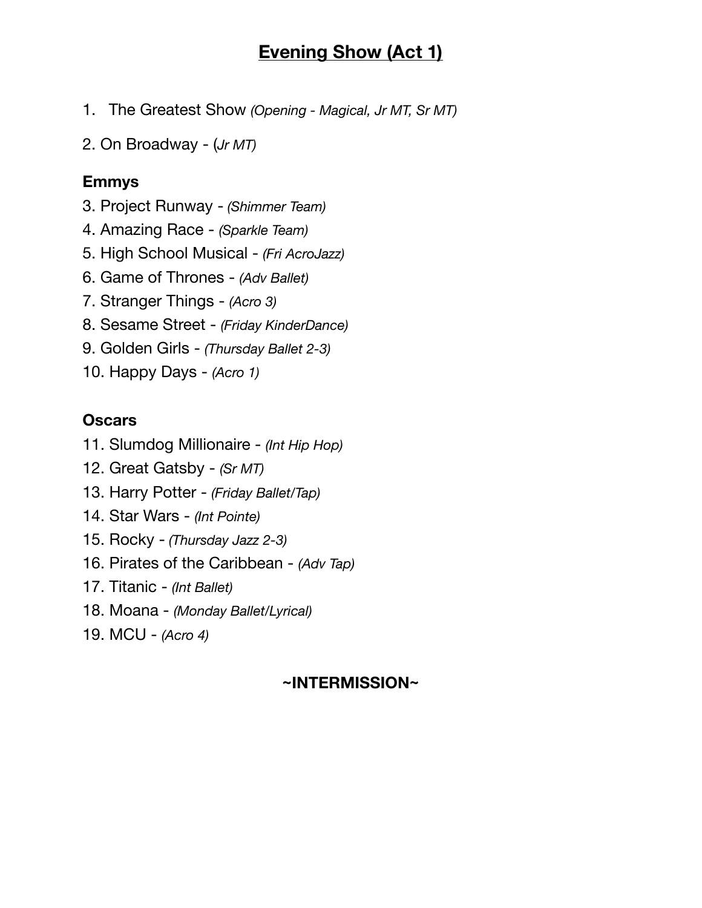# Evening Show (Act 1)

1. The Greatest Show *(Opening - Magical, Jr MT, Sr MT)*
2. On Broadway - (*Jr MT)*

### Emmys

3. Project Runway - *(Shimmer Team)*
4. Amazing Race - *(Sparkle Team)*
5. High School Musical - *(Fri AcroJazz)*
6. Game of Thrones - *(Adv Ballet)*
7. Stranger Things - *(Acro 3)*
8. Sesame Street - *(Friday KinderDance)*
9. Golden Girls - *(Thursday Ballet 2-3)*
10. Happy Days - *(Acro 1)*

### Oscars

11. Slumdog Millionaire - *(Int Hip Hop)*
12. Great Gatsby - *(Sr MT)*
13. Harry Potter - *(Friday Ballet/Tap)*
14. Star Wars - *(Int Pointe)*
15. Rocky - *(Thursday Jazz 2-3)*
16. Pirates of the Caribbean - *(Adv Tap)*
17. Titanic - *(Int Ballet)*
18. Moana - *(Monday Ballet/Lyrical)*
19. MCU - *(Acro 4)*

**~INTERMISSION~**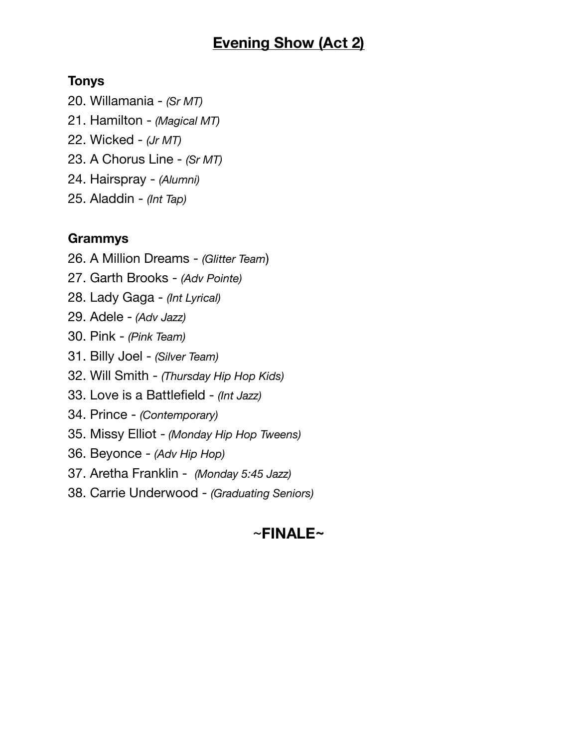# Evening Show (Act 2)

**Tonys**

20. Willamania - *(Sr MT)*
21. Hamilton - *(Magical MT)*
22. Wicked - *(Jr MT)*
23. A Chorus Line - *(Sr MT)*
24. Hairspray - *(Alumni)*
25. Aladdin - *(Int Tap)*

**Grammys**

26. A Million Dreams - *(Glitter Team*)
27. Garth Brooks - *(Adv Pointe)*
28. Lady Gaga - *(Int Lyrical)*
29. Adele - *(Adv Jazz)*
30. Pink - *(Pink Team)*
31. Billy Joel - *(Silver Team)*
32. Will Smith - *(Thursday Hip Hop Kids)*
33. Love is a Battlefield - *(Int Jazz)*
34. Prince - *(Contemporary)*
35. Missy Elliot - *(Monday Hip Hop Tweens)*
36. Beyonce - *(Adv Hip Hop)*
37. Aretha Franklin - *(Monday 5:45 Jazz)*
38. Carrie Underwood - *(Graduating Seniors)*

**~FINALE~**